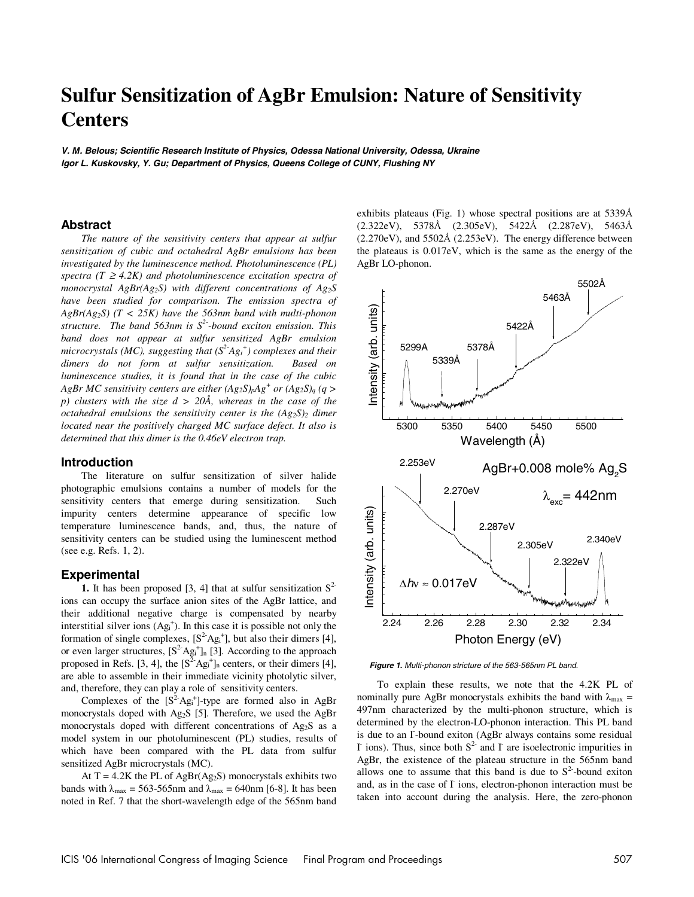# Sulfur Sensitization of AgBr Emulsion: Nature of Sensitivity Centers

***V. M. Belous; Scientific Research Institute of Physics, Odessa National University, Odessa, Ukraine***
***Igor L. Kuskovsky, Y. Gu; Department of Physics, Queens College of CUNY, Flushing NY***

## Abstract

*The nature of the sensitivity centers that appear at sulfur sensitization of cubic and octahedral AgBr emulsions has been investigated by the luminescence method. Photoluminescence (PL) spectra ($T \geq 4.2K$) and photoluminescence excitation spectra of monocrystal $AgBr(Ag_2S)$ with different concentrations of $Ag_2S$ have been studied for comparison. The emission spectra of $AgBr(Ag_2S)$ ($T < 25K$) have the 563nm band with multi-phonon structure. The band 563nm is $S^{2-}$-bound exciton emission. This band does not appear at sulfur sensitized AgBr emulsion microcrystals (MC), suggesting that ($S^{2-}Ag_i^+$) complexes and their dimers do not form at sulfur sensitization. Based on luminescence studies, it is found that in the case of the cubic AgBr MC sensitivity centers are either $(Ag_2S)_pAg^+$ or $(Ag_2S)_q$ ($q > p$) clusters with the size $d > 20Å$, whereas in the case of the octahedral emulsions the sensitivity center is the $(Ag_2S)_2$ dimer located near the positively charged MC surface defect. It also is determined that this dimer is the 0.46eV electron trap.*

## Introduction

The literature on sulfur sensitization of silver halide photographic emulsions contains a number of models for the sensitivity centers that emerge during sensitization. Such impurity centers determine appearance of specific low temperature luminescence bands, and, thus, the nature of sensitivity centers can be studied using the luminescent method (see e.g. Refs. 1, 2).

## Experimental

**1.** It has been proposed [3, 4] that at sulfur sensitization $S^{2-}$ ions can occupy the surface anion sites of the AgBr lattice, and their additional negative charge is compensated by nearby interstitial silver ions ($Ag_i^+$). In this case it is possible not only the formation of single complexes, [$S^{2-}Ag_i^+$], but also their dimers [4], or even larger structures, $[S^{2-}Ag_i^+]_n$ [3]. According to the approach proposed in Refs. [3, 4], the $[S^{2-}Ag_i^+]_n$ centers, or their dimers [4], are able to assemble in their immediate vicinity photolytic silver, and, therefore, they can play a role of sensitivity centers.

Complexes of the [$S^{2-}Ag_i^+$]-type are formed also in AgBr monocrystals doped with $Ag_2S$ [5]. Therefore, we used the AgBr monocrystals doped with different concentrations of $Ag_2S$ as a model system in our photoluminescent (PL) studies, results of which have been compared with the PL data from sulfur sensitized AgBr microcrystals (MC).

At T = 4.2K the PL of $AgBr(Ag_2S)$ monocrystals exhibits two bands with $\lambda_{max}$ = 563-565nm and $\lambda_{max}$ = 640nm [6-8]. It has been noted in Ref. 7 that the short-wavelength edge of the 565nm band exhibits plateaus (Fig. 1) whose spectral positions are at 5339Å (2.322eV), 5378Å (2.305eV), 5422Å (2.287eV), 5463Å (2.270eV), and 5502Å (2.253eV). The energy difference between the plateaus is 0.017eV, which is the same as the energy of the AgBr LO-phonon.

***Figure 1.** Multi-phonon stricture of the 563-565nm PL band.*

To explain these results, we note that the 4.2K PL of nominally pure AgBr monocrystals exhibits the band with $\lambda_{max}$ = 497nm characterized by the multi-phonon structure, which is determined by the electron-LO-phonon interaction. This PL band is due to an $I^-$-bound exiton (AgBr always contains some residual $I^-$ ions). Thus, since both $S^{2-}$ and $I^-$ are isoelectronic impurities in AgBr, the existence of the plateau structure in the 565nm band allows one to assume that this band is due to $S^{2-}$-bound exiton and, as in the case of $I^-$ ions, electron-phonon interaction must be taken into account during the analysis. Here, the zero-phonon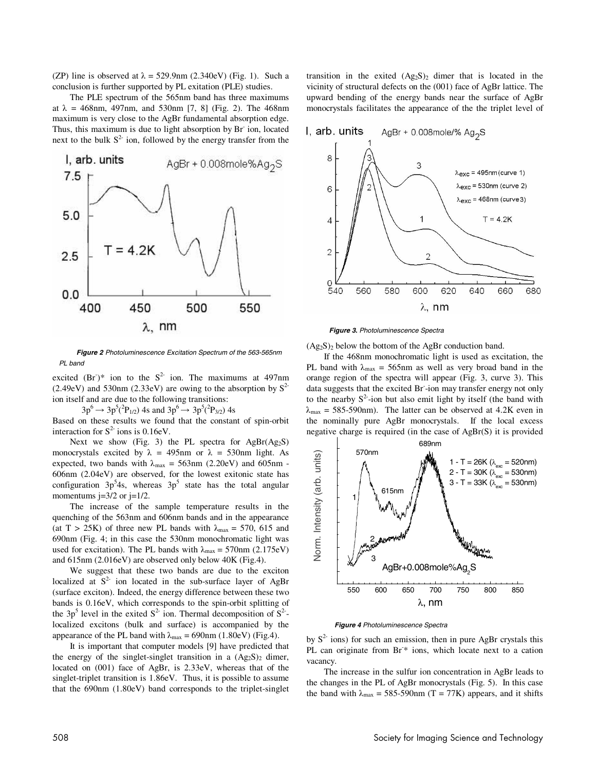(ZP) line is observed at λ = 529.9nm (2.340eV) (Fig. 1). Such a conclusion is further supported by PL exitation (PLE) studies.

The PLE spectrum of the 565nm band has three maximums at λ = 468nm, 497nm, and 530nm [7, 8] (Fig. 2). The 468nm maximum is very close to the AgBr fundamental absorption edge. Thus, this maximum is due to light absorption by $Br^-$ ion, located next to the bulk $S^{2-}$ ion, followed by the energy transfer from the excited $(Br^-)^*$ ion to the $S^{2-}$ ion. The maximums at 497nm (2.49eV) and 530nm (2.33eV) are owing to the absorption by $S^{2-}$ ion itself and are due to the following transitions:

$$3p^6 \rightarrow 3p^5(^2P_{1/2})\ 4s \text{ and } 3p^6 \rightarrow 3p^5(^2P_{3/2})\ 4s$$

**Figure 2** *Photoluminescence Excitation Spectrum of the 563-565nm PL band*

Based on these results we found that the constant of spin-orbit interaction for $S^{2-}$ ions is 0.16eV.

Next we show (Fig. 3) the PL spectra for $AgBr(Ag_2S)$ monocrystals excited by λ = 495nm or λ = 530nm light. As expected, two bands with $\lambda_{max}$ = 563nm (2.20eV) and 605nm - 606nm (2.04eV) are observed, for the lowest exitonic state has configuration $3p^5 4s$, whereas $3p^5$ state has the total angular momentums j=3/2 or j=1/2.

The increase of the sample temperature results in the quenching of the 563nm and 606nm bands and in the appearance (at T > 25K) of three new PL bands with $\lambda_{max}$ = 570, 615 and 690nm (Fig. 4; in this case the 530nm monochromatic light was used for excitation). The PL bands with $\lambda_{max}$ = 570nm (2.175eV) and 615nm (2.016eV) are observed only below 40K (Fig.4).

We suggest that these two bands are due to the exciton localized at $S^{2-}$ ion located in the sub-surface layer of AgBr (surface exciton). Indeed, the energy difference between these two bands is 0.16eV, which corresponds to the spin-orbit splitting of the $3p^5$ level in the exited $S^{2-}$ ion. Thermal decomposition of $S^{2-}$-localized excitons (bulk and surface) is accompanied by the appearance of the PL band with $\lambda_{max}$ = 690nm (1.80eV) (Fig.4).

It is important that computer models [9] have predicted that the energy of the singlet-singlet transition in a $(Ag_2S)_2$ dimer, located on (001) face of AgBr, is 2.33eV, whereas that of the singlet-triplet transition is 1.86eV. Thus, it is possible to assume that the 690nm (1.80eV) band corresponds to the triplet-singlet transition in the exited $(Ag_2S)_2$ dimer that is located in the vicinity of structural defects on the (001) face of AgBr lattice. The upward bending of the energy bands near the surface of AgBr monocrystals facilitates the appearance of the the triplet level of $(Ag_2S)_2$ below the bottom of the AgBr conduction band.

**Figure 3.** *Photoluminescence Spectra*

If the 468nm monochromatic light is used as excitation, the PL band with $\lambda_{max}$ = 565nm as well as very broad band in the orange region of the spectra will appear (Fig. 3, curve 3). This data suggests that the excited $Br^-$-ion may transfer energy not only to the nearby $S^{2-}$-ion but also emit light by itself (the band with $\lambda_{max}$ = 585-590nm). The latter can be observed at 4.2K even in the nominally pure AgBr monocrystals. If the local excess negative charge is required (in the case of AgBr(S) it is provided by $S^{2-}$ ions) for such an emission, then in pure AgBr crystals this PL can originate from $Br^{-*}$ ions, which locate next to a cation vacancy.

**Figure 4** *Photoluminescence Spectra*

The increase in the sulfur ion concentration in AgBr leads to the changes in the PL of AgBr monocrystals (Fig. 5). In this case the band with $\lambda_{max}$ = 585-590nm (T = 77K) appears, and it shifts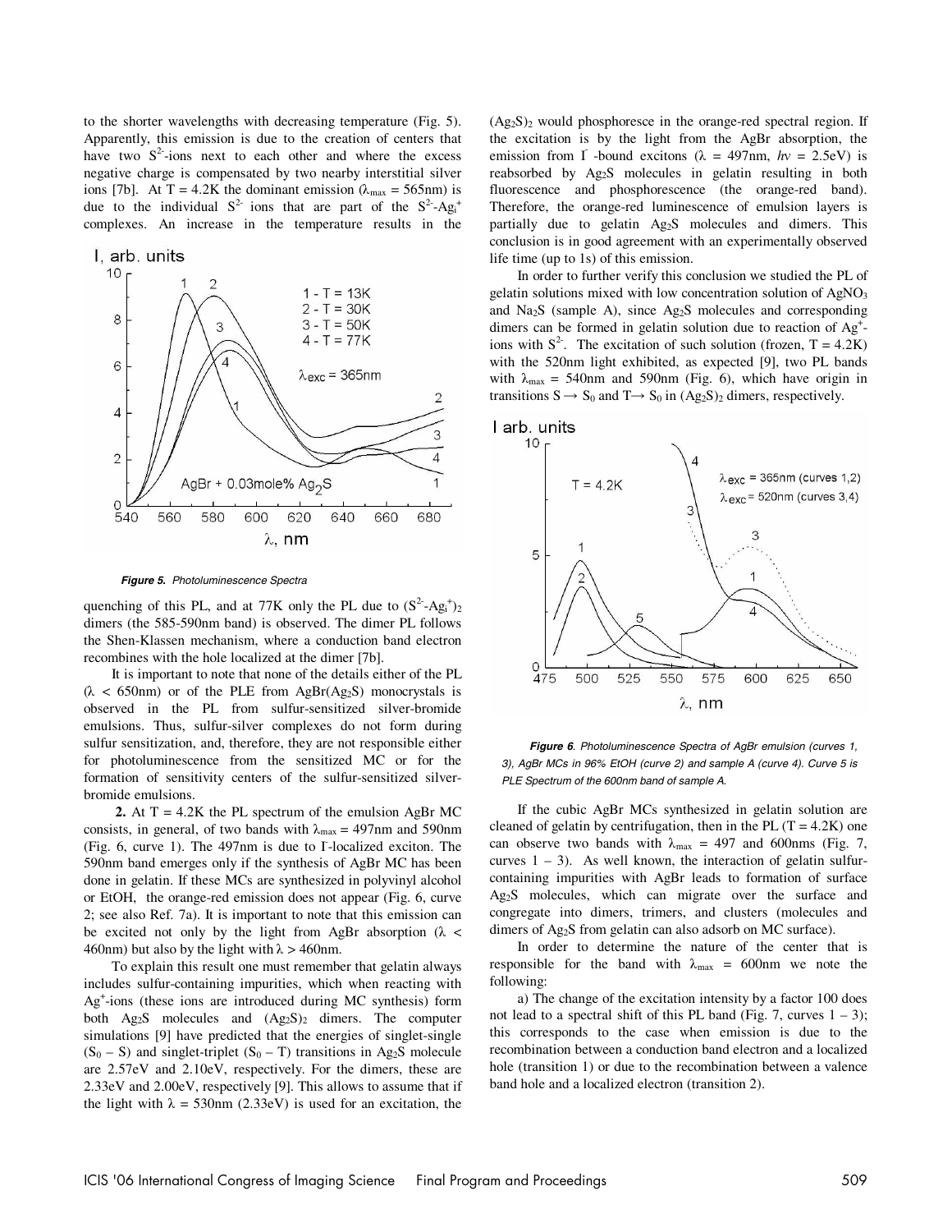to the shorter wavelengths with decreasing temperature (Fig. 5). Apparently, this emission is due to the creation of centers that have two $S^{2-}$-ions next to each other and where the excess negative charge is compensated by two nearby interstitial silver ions [7b]. At T = 4.2K the dominant emission ($\lambda_{max}$ = 565nm) is due to the individual $S^{2-}$ ions that are part of the $S^{2-}$-$Ag_i^+$ complexes. An increase in the temperature results in the quenching of this PL, and at 77K only the PL due to $(S^{2-}$-$Ag_i^+)_2$ dimers (the 585-590nm band) is observed. The dimer PL follows the Shen-Klassen mechanism, where a conduction band electron recombines with the hole localized at the dimer [7b].

*Figure 5. Photoluminescence Spectra*

It is important to note that none of the details either of the PL ($\lambda$ < 650nm) or of the PLE from $AgBr(Ag_2S)$ monocrystals is observed in the PL from sulfur-sensitized silver-bromide emulsions. Thus, sulfur-silver complexes do not form during sulfur sensitization, and, therefore, they are not responsible either for photoluminescence from the sensitized MC or for the formation of sensitivity centers of the sulfur-sensitized silver-bromide emulsions.

**2.** At T = 4.2K the PL spectrum of the emulsion AgBr MC consists, in general, of two bands with $\lambda_{max}$ = 497nm and 590nm (Fig. 6, curve 1). The 497nm is due to Γ-localized exciton. The 590nm band emerges only if the synthesis of AgBr MC has been done in gelatin. If these MCs are synthesized in polyvinyl alcohol or EtOH, the orange-red emission does not appear (Fig. 6, curve 2; see also Ref. 7a). It is important to note that this emission can be excited not only by the light from AgBr absorption ($\lambda$ < 460nm) but also by the light with $\lambda$ > 460nm.

To explain this result one must remember that gelatin always includes sulfur-containing impurities, which when reacting with $Ag^+$-ions (these ions are introduced during MC synthesis) form both $Ag_2S$ molecules and $(Ag_2S)_2$ dimers. The computer simulations [9] have predicted that the energies of singlet-single ($S_0$ – S) and singlet-triplet ($S_0$ – T) transitions in $Ag_2S$ molecule are 2.57eV and 2.10eV, respectively. For the dimers, these are 2.33eV and 2.00eV, respectively [9]. This allows to assume that if the light with $\lambda$ = 530nm (2.33eV) is used for an excitation, the $(Ag_2S)_2$ would phosphoresce in the orange-red spectral region. If the excitation is by the light from the AgBr absorption, the emission from Γ -bound excitons ($\lambda$ = 497nm, $h\nu$ = 2.5eV) is reabsorbed by $Ag_2S$ molecules in gelatin resulting in both fluorescence and phosphorescence (the orange-red band). Therefore, the orange-red luminescence of emulsion layers is partially due to gelatin $Ag_2S$ molecules and dimers. This conclusion is in good agreement with an experimentally observed life time (up to 1s) of this emission.

In order to further verify this conclusion we studied the PL of gelatin solutions mixed with low concentration solution of $AgNO_3$ and $Na_2S$ (sample A), since $Ag_2S$ molecules and corresponding dimers can be formed in gelatin solution due to reaction of $Ag^+$-ions with $S^{2-}$. The excitation of such solution (frozen, T = 4.2K) with the 520nm light exhibited, as expected [9], two PL bands with $\lambda_{max}$ = 540nm and 590nm (Fig. 6), which have origin in transitions S → $S_0$ and T→ $S_0$ in $(Ag_2S)_2$ dimers, respectively.

*Figure 6. Photoluminescence Spectra of AgBr emulsion (curves 1, 3), AgBr MCs in 96% EtOH (curve 2) and sample A (curve 4). Curve 5 is PLE Spectrum of the 600nm band of sample A.*

If the cubic AgBr MCs synthesized in gelatin solution are cleaned of gelatin by centrifugation, then in the PL (T = 4.2K) one can observe two bands with $\lambda_{max}$ = 497 and 600nms (Fig. 7, curves 1 – 3). As well known, the interaction of gelatin sulfur-containing impurities with AgBr leads to formation of surface $Ag_2S$ molecules, which can migrate over the surface and congregate into dimers, trimers, and clusters (molecules and dimers of $Ag_2S$ from gelatin can also adsorb on MC surface).

In order to determine the nature of the center that is responsible for the band with $\lambda_{max}$ = 600nm we note the following:

a) The change of the excitation intensity by a factor 100 does not lead to a spectral shift of this PL band (Fig. 7, curves 1 – 3); this corresponds to the case when emission is due to the recombination between a conduction band electron and a localized hole (transition 1) or due to the recombination between a valence band hole and a localized electron (transition 2).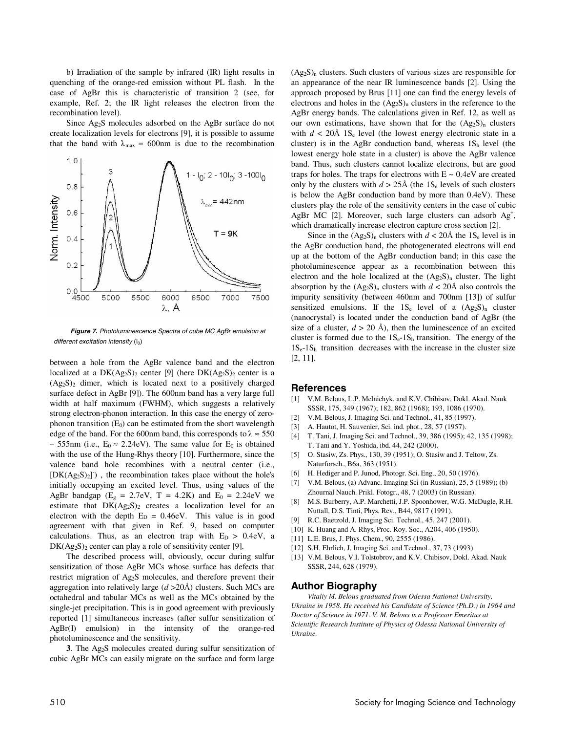b) Irradiation of the sample by infrared (IR) light results in quenching of the orange-red emission without PL flash. In the case of AgBr this is characteristic of transition 2 (see, for example, Ref. 2; the IR light releases the electron from the recombination level).

Since $Ag_2S$ molecules adsorbed on the AgBr surface do not create localization levels for electrons [9], it is possible to assume that the band with $\lambda_{max}$ = 600nm is due to the recombination between a hole from the AgBr valence band and the electron localized at a $DK(Ag_2S)_2$ center [9] (here $DK(Ag_2S)_2$ center is a $(Ag_2S)_2$ dimer, which is located next to a positively charged surface defect in AgBr [9]). The 600nm band has a very large full width at half maximum (FWHM), which suggests a relatively strong electron-phonon interaction. In this case the energy of zero-phonon transition ($E_0$) can be estimated from the short wavelength edge of the band. For the 600nm band, this corresponds to $\lambda \approx 550 - 555$nm (i.e., $E_0 \approx 2.24$eV). The same value for $E_0$ is obtained with the use of the Hung-Rhys theory [10]. Furthermore, since the valence band hole recombines with a neutral center (i.e., $[DK(Ag_2S)_2]^-$) , the recombination takes place without the hole's initially occupying an excited level. Thus, using values of the AgBr bandgap ($E_g$ = 2.7eV, T = 4.2K) and $E_0$ = 2.24eV we estimate that $DK(Ag_2S)_2$ creates a localization level for an electron with the depth $E_D$ = 0.46eV. This value is in good agreement with that given in Ref. 9, based on computer calculations. Thus, as an electron trap with $E_D$ > 0.4eV, a $DK(Ag_2S)_2$ center can play a role of sensitivity center [9].

1.0
0.8
0.6
0.4
0.2
0.0
Norm. Intensity
4500 5000 5500 6000 6500 7000 7500
λ, Å
1 - $I_0$; 2 - $10I_0$; 3 - $100I_0$
$\lambda_{exc}$ = 442nm
T = 9K
1
2
3

***Figure 7.** Photoluminescence Spectra of cube MC AgBr emulsion at different excitation intensity ($I_0$)*

The described process will, obviously, occur during sulfur sensitization of those AgBr MCs whose surface has defects that restrict migration of $Ag_2S$ molecules, and therefore prevent their aggregation into relatively large (*d* >20Å) clusters. Such MCs are octahedral and tabular MCs as well as the MCs obtained by the single-jet precipitation. This is in good agreement with previously reported [1] simultaneous increases (after sulfur sensitization of AgBr(I) emulsion) in the intensity of the orange-red photoluminescence and the sensitivity.

**3**. The $Ag_2S$ molecules created during sulfur sensitization of cubic AgBr MCs can easily migrate on the surface and form large $(Ag_2S)_n$ clusters. Such clusters of various sizes are responsible for an appearance of the near IR luminescence bands [2]. Using the approach proposed by Brus [11] one can find the energy levels of electrons and holes in the $(Ag_2S)_n$ clusters in the reference to the AgBr energy bands. The calculations given in Ref. 12, as well as our own estimations, have shown that for the $(Ag_2S)_n$ clusters with *d* < 20Å $1S_e$ level (the lowest energy electronic state in a cluster) is in the AgBr conduction band, whereas $1S_h$ level (the lowest energy hole state in a cluster) is above the AgBr valence band. Thus, such clusters cannot localize electrons, but are good traps for holes. The traps for electrons with E ~ 0.4eV are created only by the clusters with *d* > 25Å (the $1S_e$ levels of such clusters is below the AgBr conduction band by more than 0.4eV). These clusters play the role of the sensitivity centers in the case of cubic AgBr MC [2]. Moreover, such large clusters can adsorb $Ag^+$, which dramatically increase electron capture cross section [2].

Since in the $(Ag_2S)_n$ clusters with *d* < 20Å the $1S_e$ level is in the AgBr conduction band, the photogenerated electrons will end up at the bottom of the AgBr conduction band; in this case the photoluminescence appear as a recombination between this electron and the hole localized at the $(Ag_2S)_n$ cluster. The light absorption by the $(Ag_2S)_n$ clusters with *d* < 20Å also controls the impurity sensitivity (between 460nm and 700nm [13]) of sulfur sensitized emulsions. If the $1S_e$ level of a $(Ag_2S)_n$ cluster (nanocrystal) is located under the conduction band of AgBr (the size of a cluster, *d* > 20 Å), then the luminescence of an excited cluster is formed due to the $1S_e$-$1S_h$ transition. The energy of the $1S_e$-$1S_h$ transition decreases with the increase in the cluster size [2, 11].

## References

[1] V.M. Belous, L.P. Melnichyk, and K.V. Chibisov, Dokl. Akad. Nauk SSSR, 175, 349 (1967); 182, 862 (1968); 193, 1086 (1970).
[2] V.M. Belous, J. Imaging Sci. and Technol., 41, 85 (1997).
[3] A. Hautot, H. Sauvenier, Sci. ind. phot., 28, 57 (1957).
[4] T. Tani, J. Imaging Sci. and Technol., 39, 386 (1995); 42, 135 (1998); T. Tani and Y. Yoshida, ibd. 44, 242 (2000).
[5] O. Stasiw, Zs. Phys., 130, 39 (1951); O. Stasiw and J. Teltow, Zs. Naturforseh., B6a, 363 (1951).
[6] H. Hediger and P. Junod, Photogr. Sci. Eng., 20, 50 (1976).
[7] V.M. Belous, (a) Advanc. Imaging Sci (in Russian), 25, 5 (1989); (b) Zhournal Nauch. Prikl. Fotogr., 48, 7 (2003) (in Russian).
[8] M.S. Burberry, A.P. Marchetti, J.P. Spoonhower, W.G. McDugle, R.H. Nuttall, D.S. Tinti, Phys. Rev., B44, 9817 (1991).
[9] R.C. Baetzold, J. Imaging Sci. Technol., 45, 247 (2001).
[10] K. Huang and A. Rhys, Proc. Roy. Soc., A204, 406 (1950).
[11] L.E. Brus, J. Phys. Chem., 90, 2555 (1986).
[12] S.H. Ehrlich, J. Imaging Sci. and Technol., 37, 73 (1993).
[13] V.M. Belous, V.I. Tolstobrov, and K.V. Chibisov, Dokl. Akad. Nauk SSSR, 244, 628 (1979).

## Author Biography

*Vitaliy M. Belous graduated from Odessa National University, Ukraine in 1958. He received his Candidate of Science (Ph.D.) in 1964 and Doctor of Science in 1971. V. M. Belous is a Professor Emeritus at Scientific Research Institute of Physics of Odessa National University of Ukraine.*